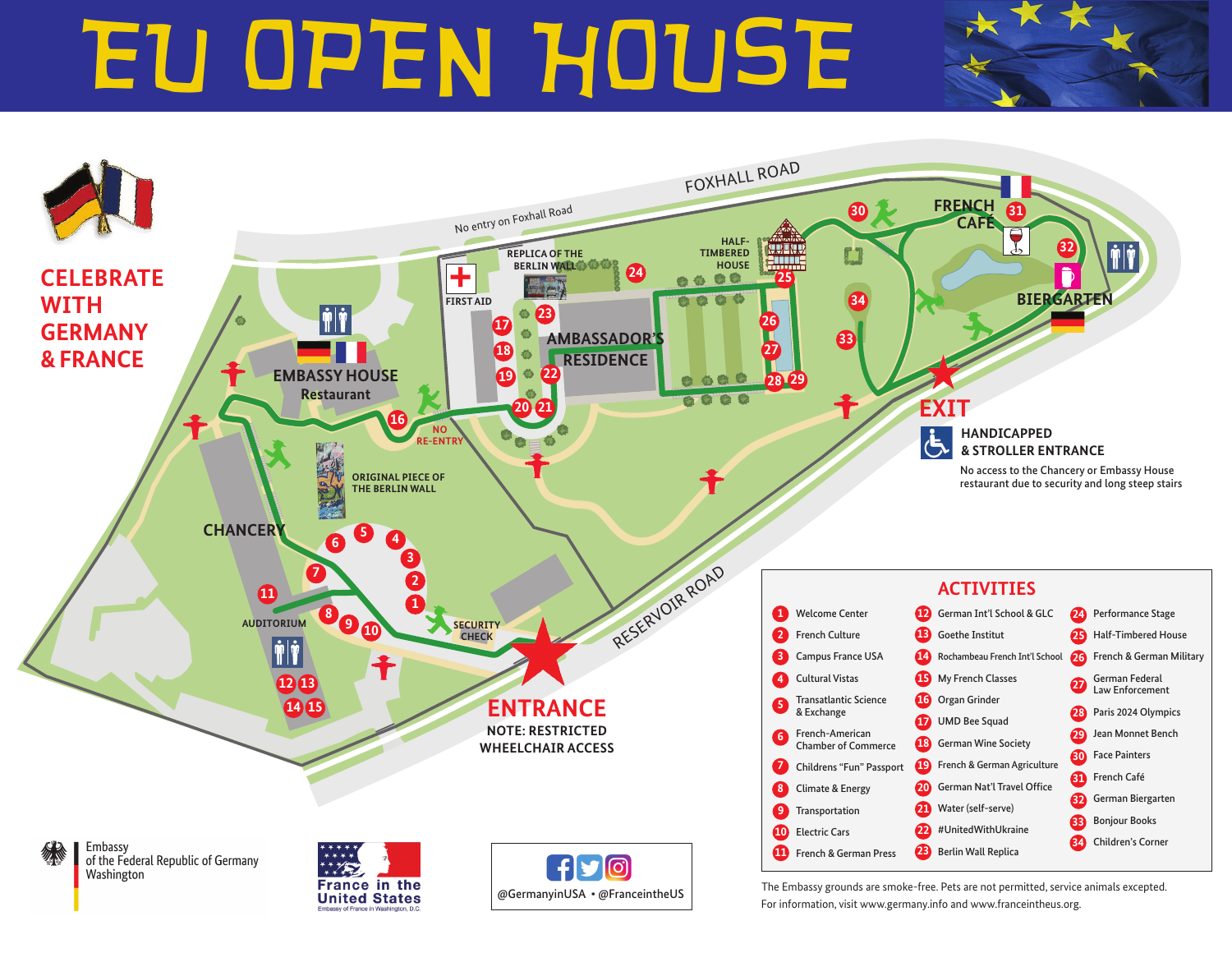# EU OPEN HOUSE

## CELEBRATE WITH GERMANY & FRANCE

FOXHALL ROAD

No entry on Foxhall Road

RESERVOIR ROAD

EMBASSY HOUSE Restaurant

CHANCERY

AUDITORIUM

ORIGINAL PIECE OF THE BERLIN WALL

NO RE-ENTRY

FIRST AID

REPLICA OF THE BERLIN WALL

AMBASSADOR'S RESIDENCE

HALF-TIMBERED HOUSE

FRENCH CAFE

BIERGARTEN

SECURITY CHECK

**ENTRANCE**

**NOTE: RESTRICTED WHEELCHAIR ACCESS**

**EXIT**

**HANDICAPPED & STROLLER ENTRANCE**

No access to the Chancery or Embassy House restaurant due to security and long steep stairs

## ACTIVITIES

| | | | | | |
|---|---|---|---|---|---|
| 1 | Welcome Center | 12 | German Int'l School & GLC | 24 | Performance Stage |
| 2 | French Culture | 13 | Goethe Institut | 25 | Half-Timbered House |
| 3 | Campus France USA | 14 | Rochambeau French Int'l School | 26 | French & German Military |
| 4 | Cultural Vistas | 15 | My French Classes | 27 | German Federal Law Enforcement |
| 5 | Transatlantic Science & Exchange | 16 | Organ Grinder | 28 | Paris 2024 Olympics |
| 6 | French-American Chamber of Commerce | 17 | UMD Bee Squad | 29 | Jean Monnet Bench |
| 7 | Childrens "Fun" Passport | 18 | German Wine Society | 30 | Face Painters |
| 8 | Climate & Energy | 19 | French & German Agriculture | 31 | French Café |
| 9 | Transportation | 20 | German Nat'l Travel Office | 32 | German Biergarten |
| 10 | Electric Cars | 21 | Water (self-serve) | 33 | Bonjour Books |
| 11 | French & German Press | 22 | #UnitedWithUkraine | 34 | Children's Corner |
| | | 23 | Berlin Wall Replica | | |

The Embassy grounds are smoke-free. Pets are not permitted, service animals excepted.
For information, visit www.germany.info and www.franceintheus.org.

Embassy of the Federal Republic of Germany Washington

France in the United States
Embassy of France in Washington, D.C.

@GermanyinUSA • @FranceintheUS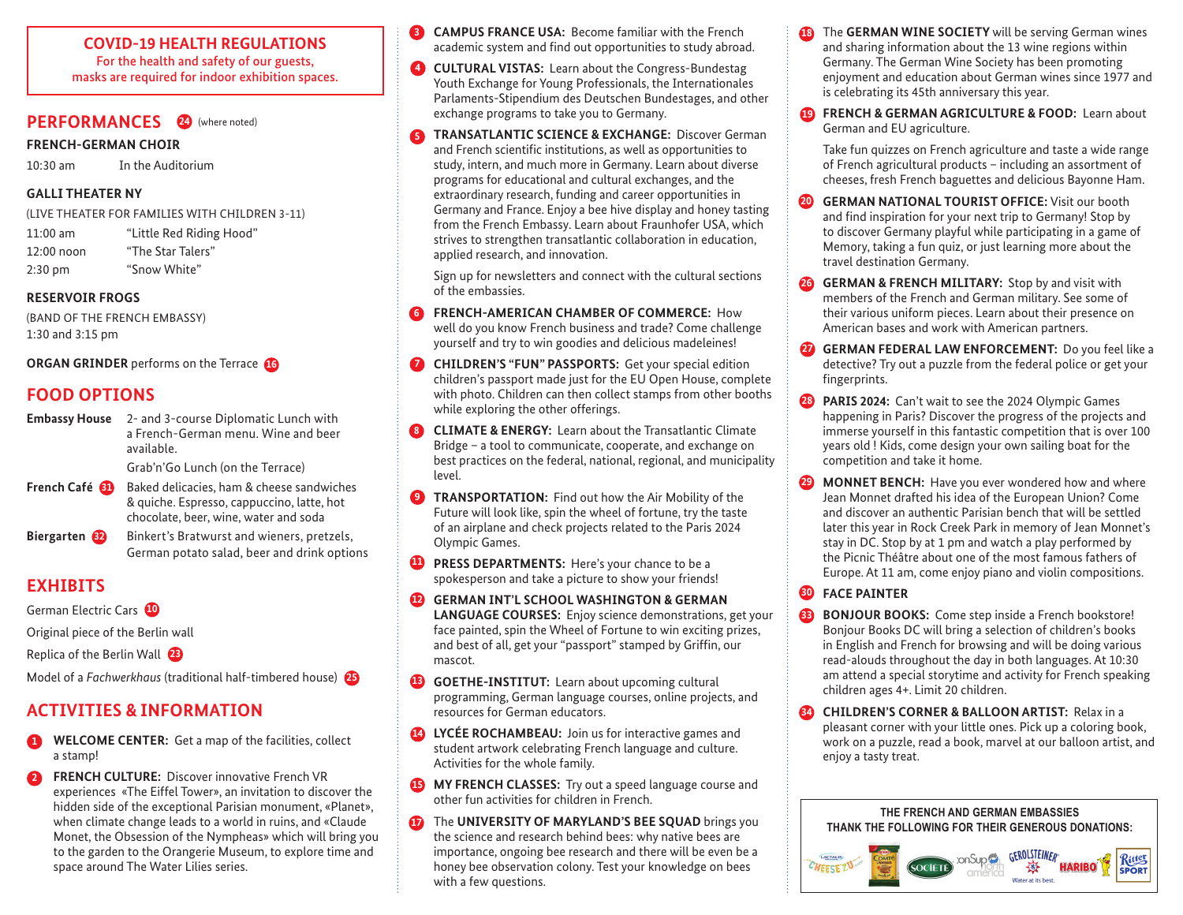**COVID-19 HEALTH REGULATIONS**
For the health and safety of our guests, masks are required for indoor exhibition spaces.

## PERFORMANCES

24 (where noted)

**FRENCH-GERMAN CHOIR**

10:30 am In the Auditorium

**GALLI THEATER NY**

(LIVE THEATER FOR FAMILIES WITH CHILDREN 3-11)

| | |
|---|---|
| 11:00 am | "Little Red Riding Hood" |
| 12:00 noon | "The Star Talers" |
| 2:30 pm | "Snow White" |

**RESERVOIR FROGS**

(BAND OF THE FRENCH EMBASSY)
1:30 and 3:15 pm

**ORGAN GRINDER** performs on the Terrace 16

## FOOD OPTIONS

| | |
|---|---|
| **Embassy House** | 2- and 3-course Diplomatic Lunch with a French-German menu. Wine and beer available. Grab'n'Go Lunch (on the Terrace) |
| **French Café** 31 | Baked delicacies, ham & cheese sandwiches & quiche. Espresso, cappuccino, latte, hot chocolate, beer, wine, water and soda |
| **Biergarten** 32 | Binkert's Bratwurst and wieners, pretzels, German potato salad, beer and drink options |

## EXHIBITS

German Electric Cars 10

Original piece of the Berlin wall

Replica of the Berlin Wall 23

Model of a *Fachwerkhaus* (traditional half-timbered house) 25

## ACTIVITIES & INFORMATION

1. **WELCOME CENTER:** Get a map of the facilities, collect a stamp!

2. **FRENCH CULTURE:** Discover innovative French VR experiences «The Eiffel Tower», an invitation to discover the hidden side of the exceptional Parisian monument, «Planet», when climate change leads to a world in ruins, and «Claude Monet, the Obsession of the Nympheas» which will bring you to the garden to the Orangerie Museum, to explore time and space around The Water Lilies series.

3. **CAMPUS FRANCE USA:** Become familiar with the French academic system and find out opportunities to study abroad.

4. **CULTURAL VISTAS:** Learn about the Congress-Bundestag Youth Exchange for Young Professionals, the Internationales Parlaments-Stipendium des Deutschen Bundestages, and other exchange programs to take you to Germany.

5. **TRANSATLANTIC SCIENCE & EXCHANGE:** Discover German and French scientific institutions, as well as opportunities to study, intern, and much more in Germany. Learn about diverse programs for educational and cultural exchanges, and the extraordinary research, funding and career opportunities in Germany and France. Enjoy a bee hive display and honey tasting from the French Embassy. Learn about Fraunhofer USA, which strives to strengthen transatlantic collaboration in education, applied research, and innovation.

   Sign up for newsletters and connect with the cultural sections of the embassies.

6. **FRENCH-AMERICAN CHAMBER OF COMMERCE:** How well do you know French business and trade? Come challenge yourself and try to win goodies and delicious madeleines!

7. **CHILDREN'S "FUN" PASSPORTS:** Get your special edition children's passport made just for the EU Open House, complete with photo. Children can then collect stamps from other booths while exploring the other offerings.

8. **CLIMATE & ENERGY:** Learn about the Transatlantic Climate Bridge – a tool to communicate, cooperate, and exchange on best practices on the federal, national, regional, and municipality level.

9. **TRANSPORTATION:** Find out how the Air Mobility of the Future will look like, spin the wheel of fortune, try the taste of an airplane and check projects related to the Paris 2024 Olympic Games.

11. **PRESS DEPARTMENTS:** Here's your chance to be a spokesperson and take a picture to show your friends!

12. **GERMAN INT'L SCHOOL WASHINGTON & GERMAN LANGUAGE COURSES:** Enjoy science demonstrations, get your face painted, spin the Wheel of Fortune to win exciting prizes, and best of all, get your "passport" stamped by Griffin, our mascot.

13. **GOETHE-INSTITUT:** Learn about upcoming cultural programming, German language courses, online projects, and resources for German educators.

14. **LYCÉE ROCHAMBEAU:** Join us for interactive games and student artwork celebrating French language and culture. Activities for the whole family.

15. **MY FRENCH CLASSES:** Try out a speed language course and other fun activities for children in French.

17. The **UNIVERSITY OF MARYLAND'S BEE SQUAD** brings you the science and research behind bees: why native bees are importance, ongoing bee research and there will be even be a honey bee observation colony. Test your knowledge on bees with a few questions.

18. The **GERMAN WINE SOCIETY** will be serving German wines and sharing information about the 13 wine regions within Germany. The German Wine Society has been promoting enjoyment and education about German wines since 1977 and is celebrating its 45th anniversary this year.

19. **FRENCH & GERMAN AGRICULTURE & FOOD:** Learn about German and EU agriculture.

    Take fun quizzes on French agriculture and taste a wide range of French agricultural products – including an assortment of cheeses, fresh French baguettes and delicious Bayonne Ham.

20. **GERMAN NATIONAL TOURIST OFFICE:** Visit our booth and find inspiration for your next trip to Germany! Stop by to discover Germany playful while participating in a game of Memory, taking a fun quiz, or just learning more about the travel destination Germany.

26. **GERMAN & FRENCH MILITARY:** Stop by and visit with members of the French and German military. See some of their various uniform pieces. Learn about their presence on American bases and work with American partners.

27. **GERMAN FEDERAL LAW ENFORCEMENT:** Do you feel like a detective? Try out a puzzle from the federal police or get your fingerprints.

28. **PARIS 2024:** Can't wait to see the 2024 Olympic Games happening in Paris? Discover the progress of the projects and immerse yourself in this fantastic competition that is over 100 years old ! Kids, come design your own sailing boat for the competition and take it home.

29. **MONNET BENCH:** Have you ever wondered how and where Jean Monnet drafted his idea of the European Union? Come and discover an authentic Parisian bench that will be settled later this year in Rock Creek Park in memory of Jean Monnet's stay in DC. Stop by at 1 pm and watch a play performed by the Picnic Théâtre about one of the most famous fathers of Europe. At 11 am, come enjoy piano and violin compositions.

30. **FACE PAINTER**

33. **BONJOUR BOOKS:** Come step inside a French bookstore! Bonjour Books DC will bring a selection of children's books in English and French for browsing and will be doing various read-alouds throughout the day in both languages. At 10:30 am attend a special storytime and activity for French speaking children ages 4+. Limit 20 children.

34. **CHILDREN'S CORNER & BALLOON ARTIST:** Relax in a pleasant corner with your little ones. Pick up a coloring book, work on a puzzle, read a book, marvel at our balloon artist, and enjoy a tasty treat.

**THE FRENCH AND GERMAN EMBASSIES THANK THE FOLLOWING FOR THEIR GENEROUS DONATIONS:**

Lactalis Cheese & U, Comté, Société, Sup North America, Gerolsteiner – Water at its best., Haribo, Ritter Sport